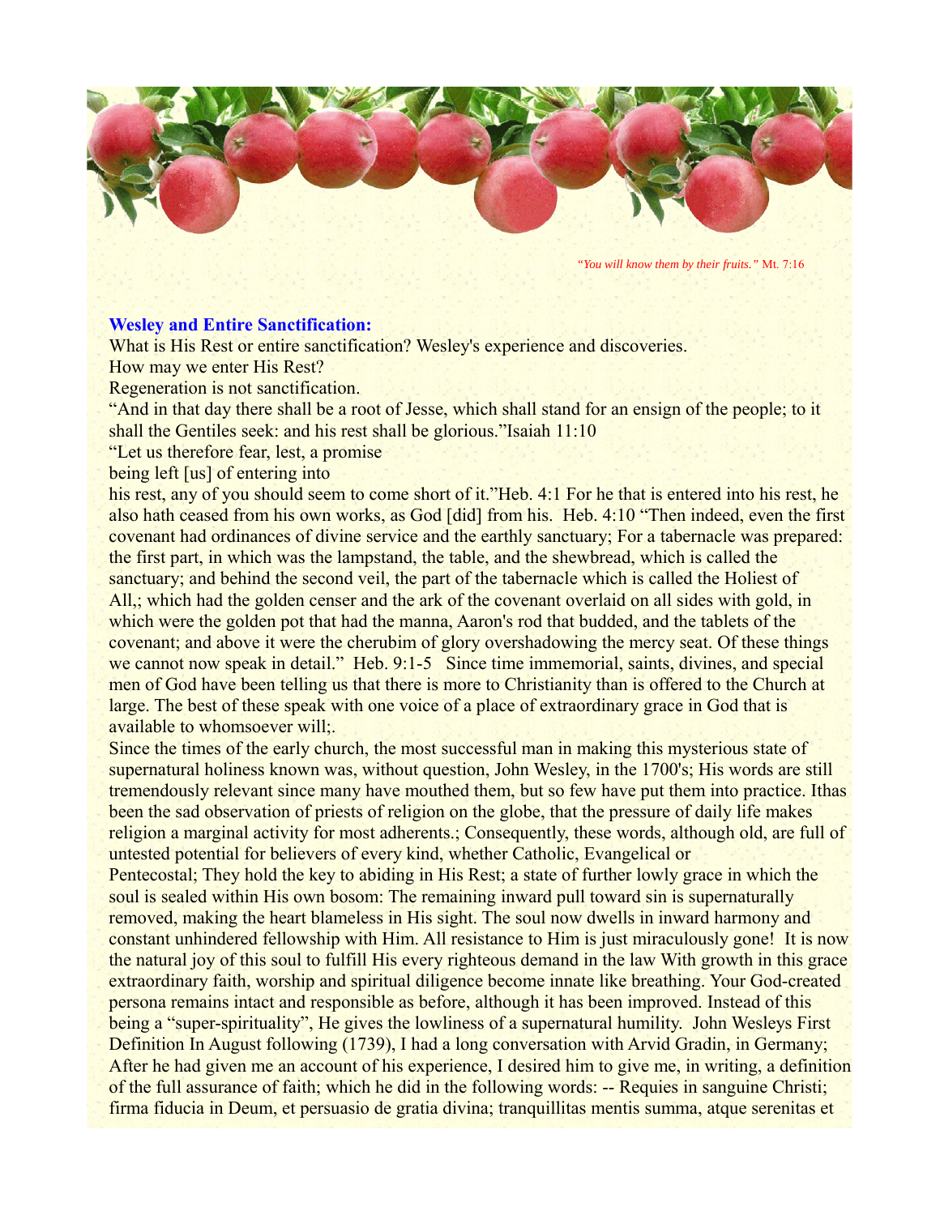*"You will know them by their fruits."* Mt. 7:16

**Wesley and Entire Sanctification:**

What is His Rest or entire sanctification? Wesley's experience and discoveries.
How may we enter His Rest?
Regeneration is not sanctification.
"And in that day there shall be a root of Jesse, which shall stand for an ensign of the people; to it shall the Gentiles seek: and his rest shall be glorious."Isaiah 11:10
"Let us therefore fear, lest, a promise
being left [us] of entering into
his rest, any of you should seem to come short of it."Heb. 4:1 For he that is entered into his rest, he also hath ceased from his own works, as God [did] from his. Heb. 4:10 "Then indeed, even the first covenant had ordinances of divine service and the earthly sanctuary; For a tabernacle was prepared: the first part, in which was the lampstand, the table, and the shewbread, which is called the sanctuary; and behind the second veil, the part of the tabernacle which is called the Holiest of All,; which had the golden censer and the ark of the covenant overlaid on all sides with gold, in which were the golden pot that had the manna, Aaron's rod that budded, and the tablets of the covenant; and above it were the cherubim of glory overshadowing the mercy seat. Of these things we cannot now speak in detail." Heb. 9:1-5 Since time immemorial, saints, divines, and special men of God have been telling us that there is more to Christianity than is offered to the Church at large. The best of these speak with one voice of a place of extraordinary grace in God that is available to whomsoever will;.

Since the times of the early church, the most successful man in making this mysterious state of supernatural holiness known was, without question, John Wesley, in the 1700's; His words are still tremendously relevant since many have mouthed them, but so few have put them into practice. Ithas been the sad observation of priests of religion on the globe, that the pressure of daily life makes religion a marginal activity for most adherents.; Consequently, these words, although old, are full of untested potential for believers of every kind, whether Catholic, Evangelical or Pentecostal; They hold the key to abiding in His Rest; a state of further lowly grace in which the soul is sealed within His own bosom: The remaining inward pull toward sin is supernaturally removed, making the heart blameless in His sight. The soul now dwells in inward harmony and constant unhindered fellowship with Him. All resistance to Him is just miraculously gone! It is now the natural joy of this soul to fulfill His every righteous demand in the law With growth in this grace extraordinary faith, worship and spiritual diligence become innate like breathing. Your God-created persona remains intact and responsible as before, although it has been improved. Instead of this being a "super-spirituality", He gives the lowliness of a supernatural humility. John Wesleys First Definition In August following (1739), I had a long conversation with Arvid Gradin, in Germany; After he had given me an account of his experience, I desired him to give me, in writing, a definition of the full assurance of faith; which he did in the following words: -- Requies in sanguine Christi; firma fiducia in Deum, et persuasio de gratia divina; tranquillitas mentis summa, atque serenitas et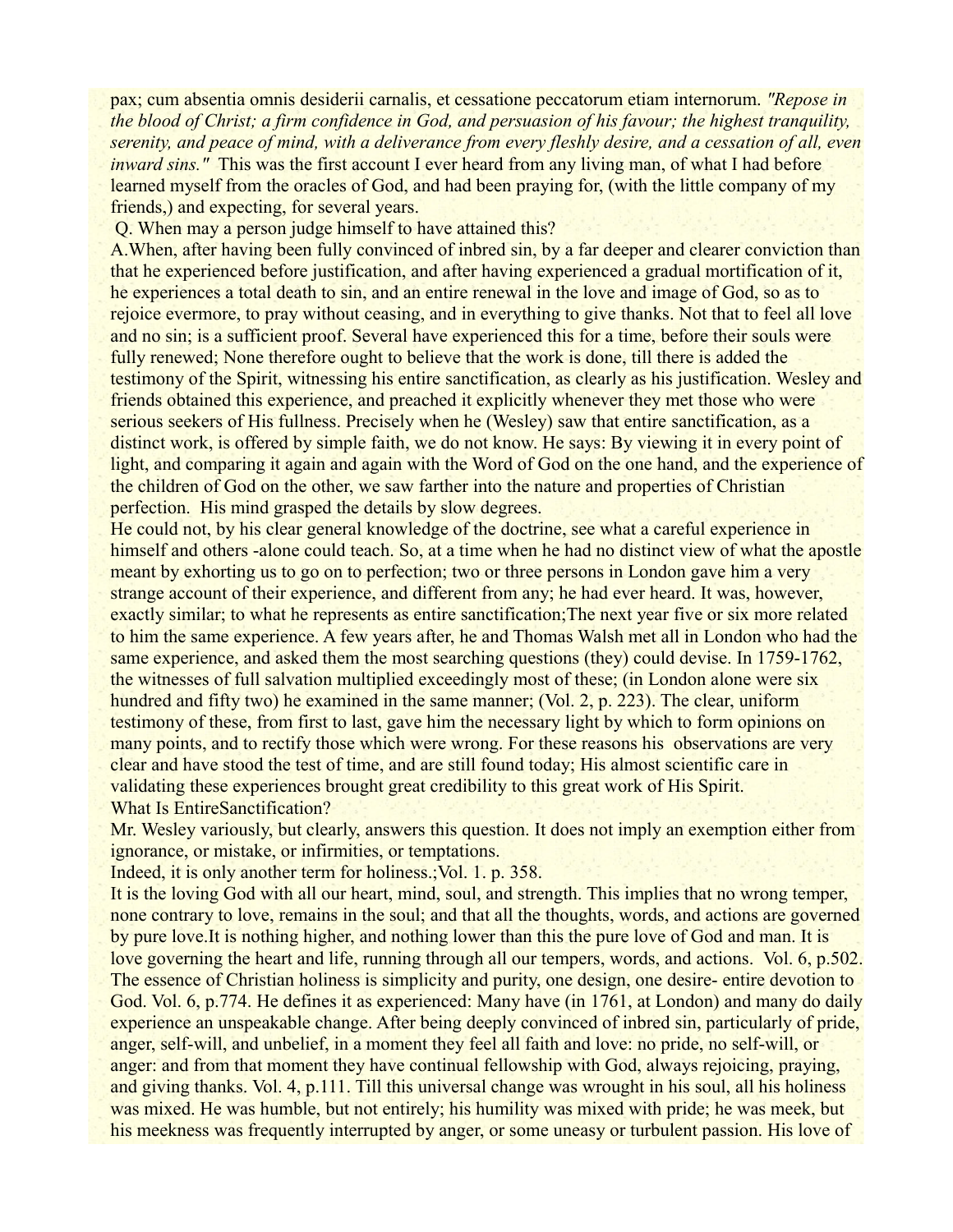pax; cum absentia omnis desiderii carnalis, et cessatione peccatorum etiam internorum. *"Repose in the blood of Christ; a firm confidence in God, and persuasion of his favour; the highest tranquility, serenity, and peace of mind, with a deliverance from every fleshly desire, and a cessation of all, even inward sins."* This was the first account I ever heard from any living man, of what I had before learned myself from the oracles of God, and had been praying for, (with the little company of my friends,) and expecting, for several years.

Q. When may a person judge himself to have attained this?

A.When, after having been fully convinced of inbred sin, by a far deeper and clearer conviction than that he experienced before justification, and after having experienced a gradual mortification of it, he experiences a total death to sin, and an entire renewal in the love and image of God, so as to rejoice evermore, to pray without ceasing, and in everything to give thanks. Not that to feel all love and no sin; is a sufficient proof. Several have experienced this for a time, before their souls were fully renewed; None therefore ought to believe that the work is done, till there is added the testimony of the Spirit, witnessing his entire sanctification, as clearly as his justification. Wesley and friends obtained this experience, and preached it explicitly whenever they met those who were serious seekers of His fullness. Precisely when he (Wesley) saw that entire sanctification, as a distinct work, is offered by simple faith, we do not know. He says: By viewing it in every point of light, and comparing it again and again with the Word of God on the one hand, and the experience of the children of God on the other, we saw farther into the nature and properties of Christian perfection. His mind grasped the details by slow degrees.

He could not, by his clear general knowledge of the doctrine, see what a careful experience in himself and others -alone could teach. So, at a time when he had no distinct view of what the apostle meant by exhorting us to go on to perfection; two or three persons in London gave him a very strange account of their experience, and different from any; he had ever heard. It was, however, exactly similar; to what he represents as entire sanctification;The next year five or six more related to him the same experience. A few years after, he and Thomas Walsh met all in London who had the same experience, and asked them the most searching questions (they) could devise. In 1759-1762, the witnesses of full salvation multiplied exceedingly most of these; (in London alone were six hundred and fifty two) he examined in the same manner; (Vol. 2, p. 223). The clear, uniform testimony of these, from first to last, gave him the necessary light by which to form opinions on many points, and to rectify those which were wrong. For these reasons his observations are very clear and have stood the test of time, and are still found today; His almost scientific care in validating these experiences brought great credibility to this great work of His Spirit.

## What Is EntireSanctification?

Mr. Wesley variously, but clearly, answers this question. It does not imply an exemption either from ignorance, or mistake, or infirmities, or temptations.

Indeed, it is only another term for holiness.;Vol. 1. p. 358.

It is the loving God with all our heart, mind, soul, and strength. This implies that no wrong temper, none contrary to love, remains in the soul; and that all the thoughts, words, and actions are governed by pure love.It is nothing higher, and nothing lower than this the pure love of God and man. It is love governing the heart and life, running through all our tempers, words, and actions. Vol. 6, p.502. The essence of Christian holiness is simplicity and purity, one design, one desire- entire devotion to God. Vol. 6, p.774. He defines it as experienced: Many have (in 1761, at London) and many do daily experience an unspeakable change. After being deeply convinced of inbred sin, particularly of pride, anger, self-will, and unbelief, in a moment they feel all faith and love: no pride, no self-will, or anger: and from that moment they have continual fellowship with God, always rejoicing, praying, and giving thanks. Vol. 4, p.111. Till this universal change was wrought in his soul, all his holiness was mixed. He was humble, but not entirely; his humility was mixed with pride; he was meek, but his meekness was frequently interrupted by anger, or some uneasy or turbulent passion. His love of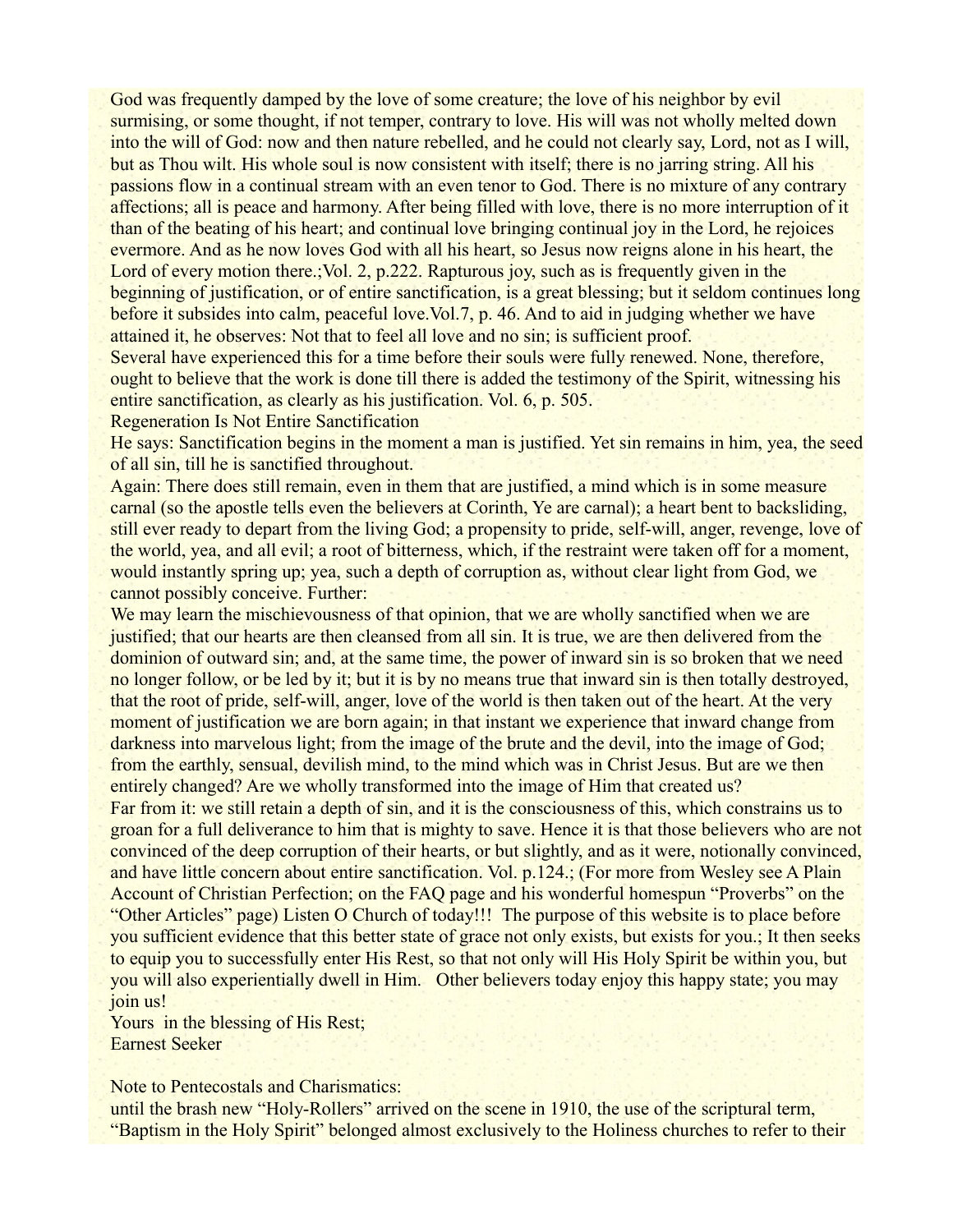God was frequently damped by the love of some creature; the love of his neighbor by evil surmising, or some thought, if not temper, contrary to love. His will was not wholly melted down into the will of God: now and then nature rebelled, and he could not clearly say, Lord, not as I will, but as Thou wilt. His whole soul is now consistent with itself; there is no jarring string. All his passions flow in a continual stream with an even tenor to God. There is no mixture of any contrary affections; all is peace and harmony. After being filled with love, there is no more interruption of it than of the beating of his heart; and continual love bringing continual joy in the Lord, he rejoices evermore. And as he now loves God with all his heart, so Jesus now reigns alone in his heart, the Lord of every motion there.;Vol. 2, p.222. Rapturous joy, such as is frequently given in the beginning of justification, or of entire sanctification, is a great blessing; but it seldom continues long before it subsides into calm, peaceful love.Vol.7, p. 46. And to aid in judging whether we have attained it, he observes: Not that to feel all love and no sin; is sufficient proof.

Several have experienced this for a time before their souls were fully renewed. None, therefore, ought to believe that the work is done till there is added the testimony of the Spirit, witnessing his entire sanctification, as clearly as his justification. Vol. 6, p. 505.

Regeneration Is Not Entire Sanctification

He says: Sanctification begins in the moment a man is justified. Yet sin remains in him, yea, the seed of all sin, till he is sanctified throughout.

Again: There does still remain, even in them that are justified, a mind which is in some measure carnal (so the apostle tells even the believers at Corinth, Ye are carnal); a heart bent to backsliding, still ever ready to depart from the living God; a propensity to pride, self-will, anger, revenge, love of the world, yea, and all evil; a root of bitterness, which, if the restraint were taken off for a moment, would instantly spring up; yea, such a depth of corruption as, without clear light from God, we cannot possibly conceive. Further:

We may learn the mischievousness of that opinion, that we are wholly sanctified when we are justified; that our hearts are then cleansed from all sin. It is true, we are then delivered from the dominion of outward sin; and, at the same time, the power of inward sin is so broken that we need no longer follow, or be led by it; but it is by no means true that inward sin is then totally destroyed, that the root of pride, self-will, anger, love of the world is then taken out of the heart. At the very moment of justification we are born again; in that instant we experience that inward change from darkness into marvelous light; from the image of the brute and the devil, into the image of God; from the earthly, sensual, devilish mind, to the mind which was in Christ Jesus. But are we then entirely changed? Are we wholly transformed into the image of Him that created us?

Far from it: we still retain a depth of sin, and it is the consciousness of this, which constrains us to groan for a full deliverance to him that is mighty to save. Hence it is that those believers who are not convinced of the deep corruption of their hearts, or but slightly, and as it were, notionally convinced, and have little concern about entire sanctification. Vol. p.124.; (For more from Wesley see A Plain Account of Christian Perfection; on the FAQ page and his wonderful homespun "Proverbs" on the "Other Articles" page) Listen O Church of today!!! The purpose of this website is to place before you sufficient evidence that this better state of grace not only exists, but exists for you.; It then seeks to equip you to successfully enter His Rest, so that not only will His Holy Spirit be within you, but you will also experientially dwell in Him. Other believers today enjoy this happy state; you may join us!

Yours in the blessing of His Rest;
Earnest Seeker

Note to Pentecostals and Charismatics:
until the brash new "Holy-Rollers" arrived on the scene in 1910, the use of the scriptural term, "Baptism in the Holy Spirit" belonged almost exclusively to the Holiness churches to refer to their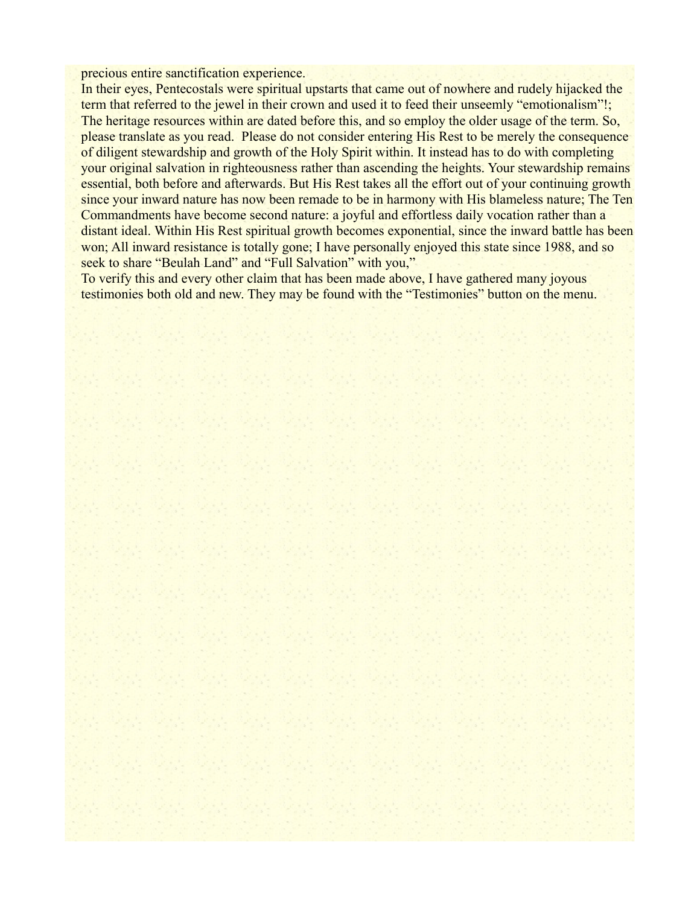precious entire sanctification experience.

In their eyes, Pentecostals were spiritual upstarts that came out of nowhere and rudely hijacked the term that referred to the jewel in their crown and used it to feed their unseemly “emotionalism”!; The heritage resources within are dated before this, and so employ the older usage of the term. So, please translate as you read. Please do not consider entering His Rest to be merely the consequence of diligent stewardship and growth of the Holy Spirit within. It instead has to do with completing your original salvation in righteousness rather than ascending the heights. Your stewardship remains essential, both before and afterwards. But His Rest takes all the effort out of your continuing growth since your inward nature has now been remade to be in harmony with His blameless nature; The Ten Commandments have become second nature: a joyful and effortless daily vocation rather than a distant ideal. Within His Rest spiritual growth becomes exponential, since the inward battle has been won; All inward resistance is totally gone; I have personally enjoyed this state since 1988, and so seek to share “Beulah Land” and “Full Salvation” with you,”

To verify this and every other claim that has been made above, I have gathered many joyous testimonies both old and new. They may be found with the “Testimonies” button on the menu.